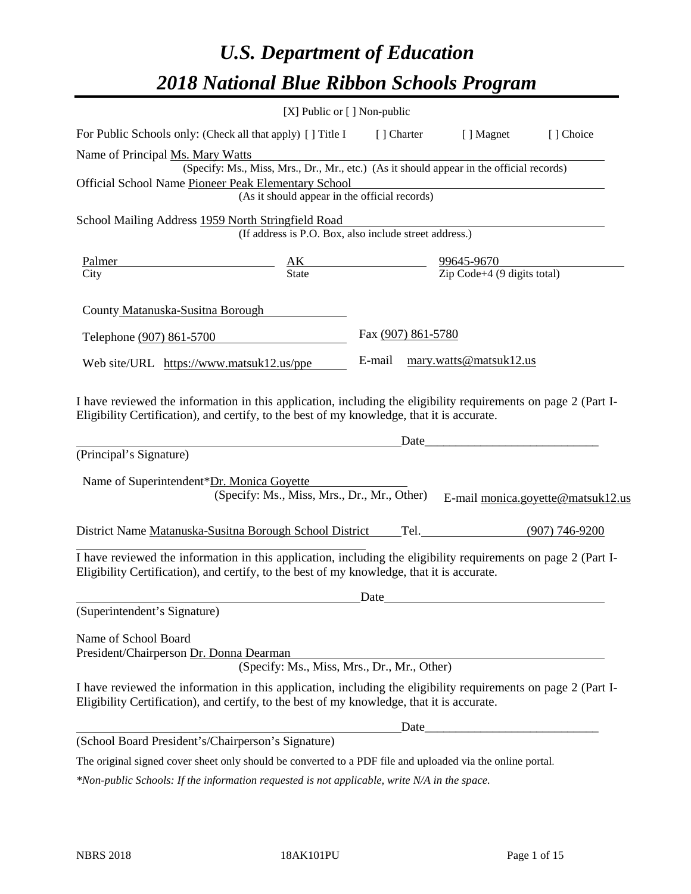# *U.S. Department of Education*

# *2018 National Blue Ribbon Schools Program*

[X] Public or [ ] Non-public

For Public Schools only: (Check all that apply) [ ] Title I [ ] Charter [ ] Magnet [ ] Choice

Name of Principal Ms. Mary Watts

(Specify: Ms., Miss, Mrs., Dr., Mr., etc.) (As it should appear in the official records)

Official School Name Pioneer Peak Elementary School

(As it should appear in the official records)

School Mailing Address 1959 North Stringfield Road

(If address is P.O. Box, also include street address.)

| Palmer | AK | 99645-9670 |
|---|---|---|
| City | State | Zip Code+4 (9 digits total) |

County Matanuska-Susitna Borough

Telephone (907) 861-5700 Fax (907) 861-5780

Web site/URL https://www.matsuk12.us/ppe E-mail mary.watts@matsuk12.us

I have reviewed the information in this application, including the eligibility requirements on page 2 (Part I-Eligibility Certification), and certify, to the best of my knowledge, that it is accurate.

_______________________________________ Date_______________________

(Principal's Signature)

Name of Superintendent*Dr. Monica Goyette

(Specify: Ms., Miss, Mrs., Dr., Mr., Other) E-mail monica.goyette@matsuk12.us

District Name Matanuska-Susitna Borough School District Tel. (907) 746-9200

I have reviewed the information in this application, including the eligibility requirements on page 2 (Part I-Eligibility Certification), and certify, to the best of my knowledge, that it is accurate.

_______________________________________ Date_______________________

(Superintendent's Signature)

Name of School Board President/Chairperson Dr. Donna Dearman

(Specify: Ms., Miss, Mrs., Dr., Mr., Other)

I have reviewed the information in this application, including the eligibility requirements on page 2 (Part I-Eligibility Certification), and certify, to the best of my knowledge, that it is accurate.

_______________________________________ Date_______________________

(School Board President's/Chairperson's Signature)

The original signed cover sheet only should be converted to a PDF file and uploaded via the online portal.

*\*Non-public Schools: If the information requested is not applicable, write N/A in the space.*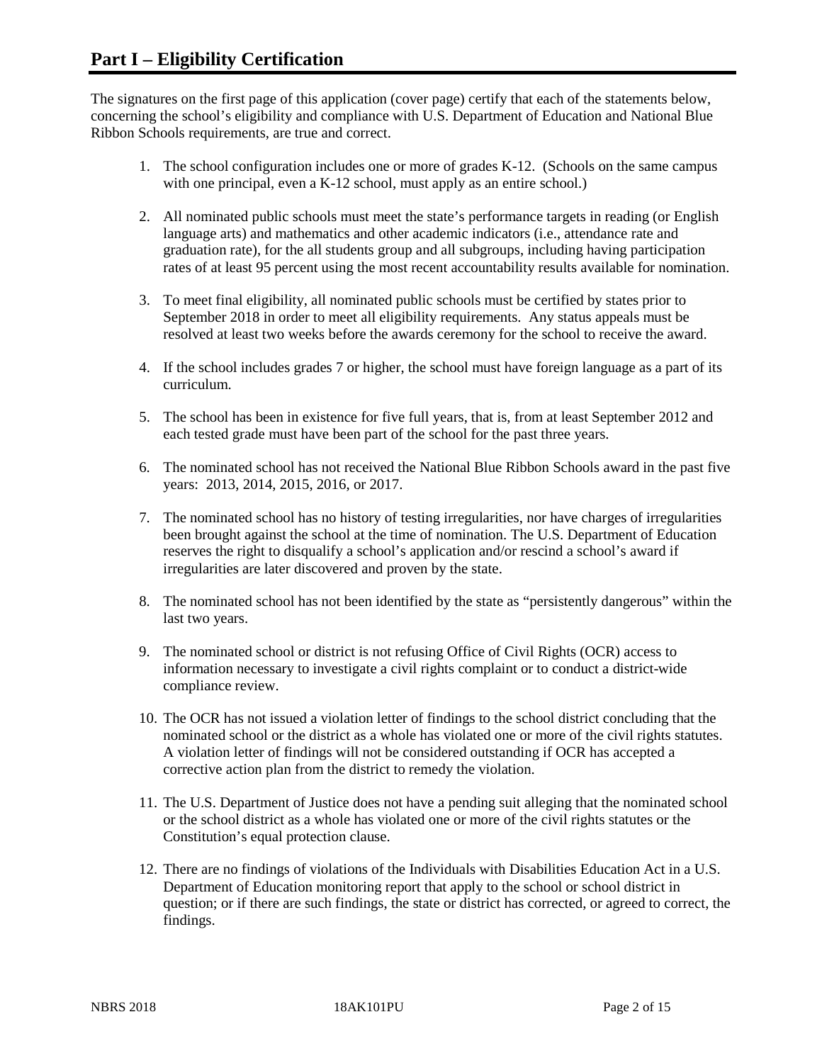# Part I – Eligibility Certification

The signatures on the first page of this application (cover page) certify that each of the statements below, concerning the school's eligibility and compliance with U.S. Department of Education and National Blue Ribbon Schools requirements, are true and correct.

1. The school configuration includes one or more of grades K-12. (Schools on the same campus with one principal, even a K-12 school, must apply as an entire school.)

2. All nominated public schools must meet the state's performance targets in reading (or English language arts) and mathematics and other academic indicators (i.e., attendance rate and graduation rate), for the all students group and all subgroups, including having participation rates of at least 95 percent using the most recent accountability results available for nomination.

3. To meet final eligibility, all nominated public schools must be certified by states prior to September 2018 in order to meet all eligibility requirements. Any status appeals must be resolved at least two weeks before the awards ceremony for the school to receive the award.

4. If the school includes grades 7 or higher, the school must have foreign language as a part of its curriculum.

5. The school has been in existence for five full years, that is, from at least September 2012 and each tested grade must have been part of the school for the past three years.

6. The nominated school has not received the National Blue Ribbon Schools award in the past five years: 2013, 2014, 2015, 2016, or 2017.

7. The nominated school has no history of testing irregularities, nor have charges of irregularities been brought against the school at the time of nomination. The U.S. Department of Education reserves the right to disqualify a school's application and/or rescind a school's award if irregularities are later discovered and proven by the state.

8. The nominated school has not been identified by the state as "persistently dangerous" within the last two years.

9. The nominated school or district is not refusing Office of Civil Rights (OCR) access to information necessary to investigate a civil rights complaint or to conduct a district-wide compliance review.

10. The OCR has not issued a violation letter of findings to the school district concluding that the nominated school or the district as a whole has violated one or more of the civil rights statutes. A violation letter of findings will not be considered outstanding if OCR has accepted a corrective action plan from the district to remedy the violation.

11. The U.S. Department of Justice does not have a pending suit alleging that the nominated school or the school district as a whole has violated one or more of the civil rights statutes or the Constitution's equal protection clause.

12. There are no findings of violations of the Individuals with Disabilities Education Act in a U.S. Department of Education monitoring report that apply to the school or school district in question; or if there are such findings, the state or district has corrected, or agreed to correct, the findings.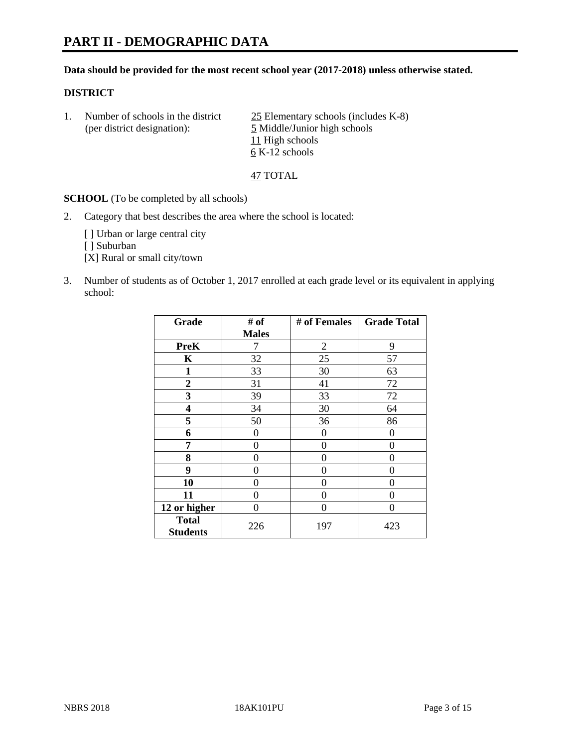# PART II - DEMOGRAPHIC DATA

**Data should be provided for the most recent school year (2017-2018) unless otherwise stated.**

**DISTRICT**

1. Number of schools in the district (per district designation):
   25 Elementary schools (includes K-8)
   5 Middle/Junior high schools
   11 High schools
   6 K-12 schools

   47 TOTAL

**SCHOOL** (To be completed by all schools)

2. Category that best describes the area where the school is located:

   [ ] Urban or large central city
   [ ] Suburban
   [X] Rural or small city/town

3. Number of students as of October 1, 2017 enrolled at each grade level or its equivalent in applying school:

| Grade | # of Males | # of Females | Grade Total |
|---|---|---|---|
| PreK | 7 | 2 | 9 |
| K | 32 | 25 | 57 |
| 1 | 33 | 30 | 63 |
| 2 | 31 | 41 | 72 |
| 3 | 39 | 33 | 72 |
| 4 | 34 | 30 | 64 |
| 5 | 50 | 36 | 86 |
| 6 | 0 | 0 | 0 |
| 7 | 0 | 0 | 0 |
| 8 | 0 | 0 | 0 |
| 9 | 0 | 0 | 0 |
| 10 | 0 | 0 | 0 |
| 11 | 0 | 0 | 0 |
| 12 or higher | 0 | 0 | 0 |
| **Total Students** | 226 | 197 | 423 |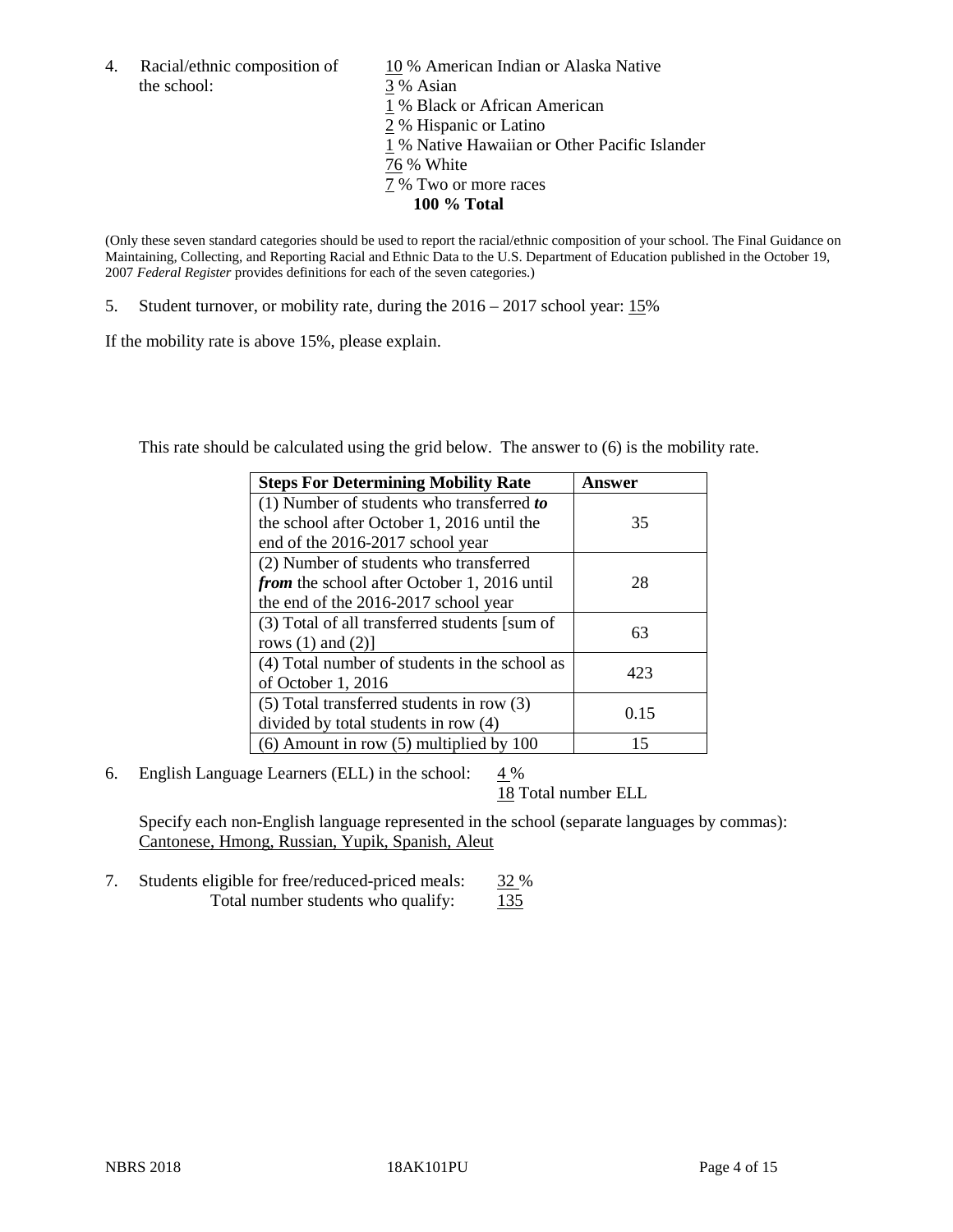4. Racial/ethnic composition of the school:

10 % American Indian or Alaska Native
3 % Asian
1 % Black or African American
2 % Hispanic or Latino
1 % Native Hawaiian or Other Pacific Islander
76 % White
7 % Two or more races
**100 % Total**

(Only these seven standard categories should be used to report the racial/ethnic composition of your school. The Final Guidance on Maintaining, Collecting, and Reporting Racial and Ethnic Data to the U.S. Department of Education published in the October 19, 2007 *Federal Register* provides definitions for each of the seven categories.)

5. Student turnover, or mobility rate, during the 2016 – 2017 school year: 15%

If the mobility rate is above 15%, please explain.

This rate should be calculated using the grid below. The answer to (6) is the mobility rate.

| Steps For Determining Mobility Rate | Answer |
|---|---|
| (1) Number of students who transferred ***to*** the school after October 1, 2016 until the end of the 2016-2017 school year | 35 |
| (2) Number of students who transferred ***from*** the school after October 1, 2016 until the end of the 2016-2017 school year | 28 |
| (3) Total of all transferred students [sum of rows (1) and (2)] | 63 |
| (4) Total number of students in the school as of October 1, 2016 | 423 |
| (5) Total transferred students in row (3) divided by total students in row (4) | 0.15 |
| (6) Amount in row (5) multiplied by 100 | 15 |

6. English Language Learners (ELL) in the school: 4 %
18 Total number ELL

Specify each non-English language represented in the school (separate languages by commas):
Cantonese, Hmong, Russian, Yupik, Spanish, Aleut

7. Students eligible for free/reduced-priced meals: 32 %
Total number students who qualify: 135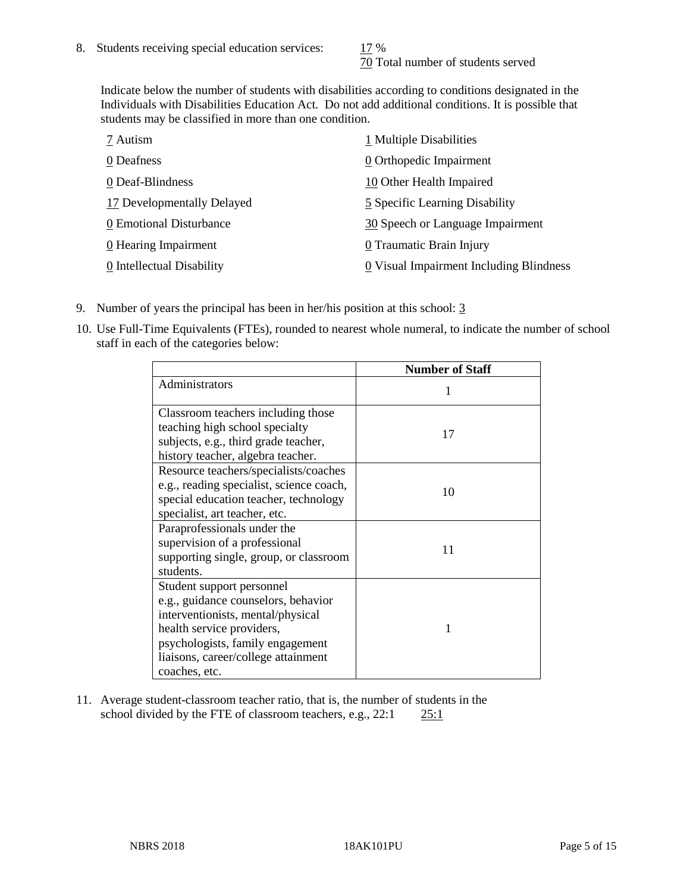8. Students receiving special education services: 17 %
   70 Total number of students served

   Indicate below the number of students with disabilities according to conditions designated in the Individuals with Disabilities Education Act. Do not add additional conditions. It is possible that students may be classified in more than one condition.

   7 Autism
   0 Deafness
   0 Deaf-Blindness
   17 Developmentally Delayed
   0 Emotional Disturbance
   0 Hearing Impairment
   0 Intellectual Disability
   1 Multiple Disabilities
   0 Orthopedic Impairment
   10 Other Health Impaired
   5 Specific Learning Disability
   30 Speech or Language Impairment
   0 Traumatic Brain Injury
   0 Visual Impairment Including Blindness

9. Number of years the principal has been in her/his position at this school: 3

10. Use Full-Time Equivalents (FTEs), rounded to nearest whole numeral, to indicate the number of school staff in each of the categories below:

| | Number of Staff |
|---|---|
| Administrators | 1 |
| Classroom teachers including those teaching high school specialty subjects, e.g., third grade teacher, history teacher, algebra teacher. | 17 |
| Resource teachers/specialists/coaches e.g., reading specialist, science coach, special education teacher, technology specialist, art teacher, etc. | 10 |
| Paraprofessionals under the supervision of a professional supporting single, group, or classroom students. | 11 |
| Student support personnel e.g., guidance counselors, behavior interventionists, mental/physical health service providers, psychologists, family engagement liaisons, career/college attainment coaches, etc. | 1 |

11. Average student-classroom teacher ratio, that is, the number of students in the school divided by the FTE of classroom teachers, e.g., 22:1 25:1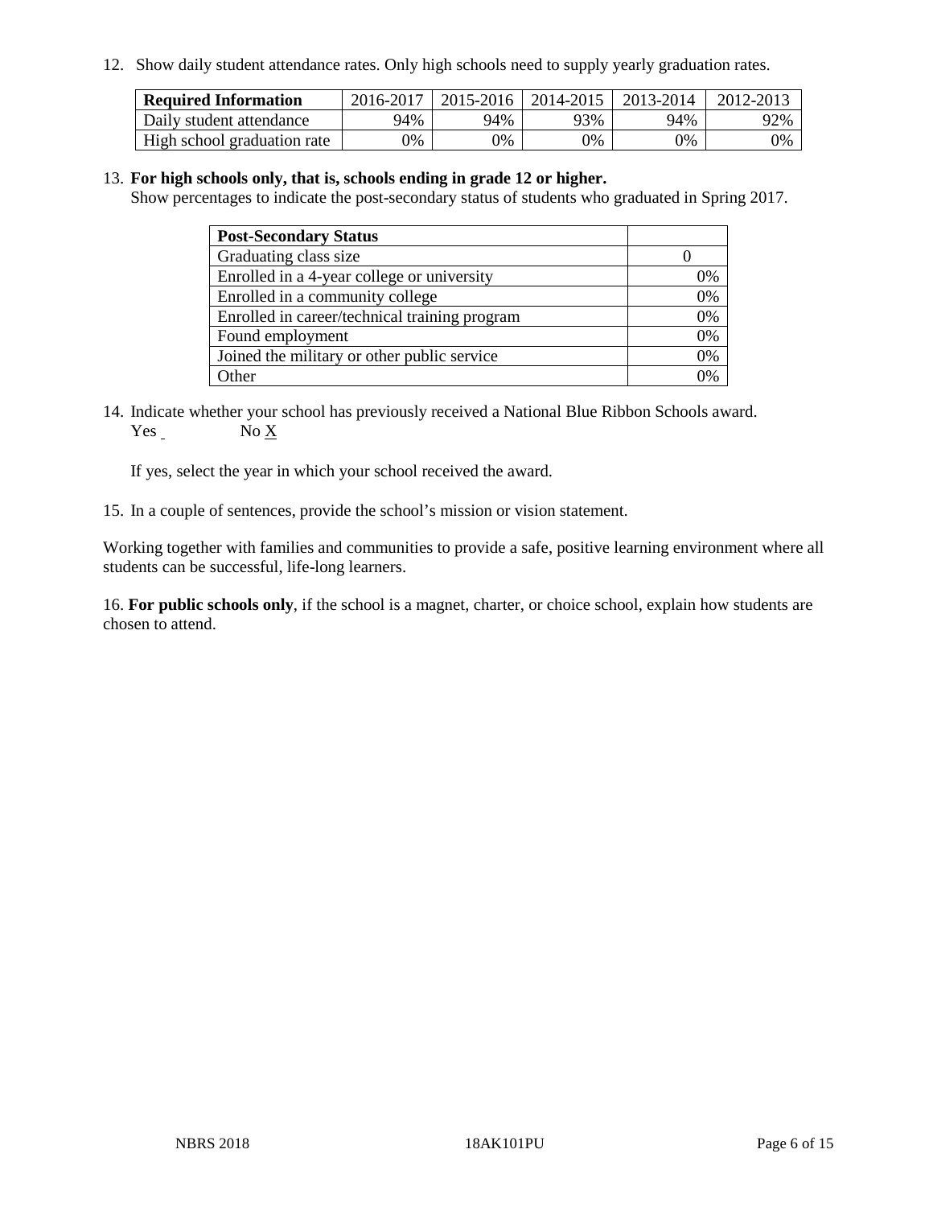12. Show daily student attendance rates. Only high schools need to supply yearly graduation rates.

| Required Information | 2016-2017 | 2015-2016 | 2014-2015 | 2013-2014 | 2012-2013 |
|---|---|---|---|---|---|
| Daily student attendance | 94% | 94% | 93% | 94% | 92% |
| High school graduation rate | 0% | 0% | 0% | 0% | 0% |

13. **For high schools only, that is, schools ending in grade 12 or higher.**
Show percentages to indicate the post-secondary status of students who graduated in Spring 2017.

| Post-Secondary Status | |
|---|---|
| Graduating class size | 0 |
| Enrolled in a 4-year college or university | 0% |
| Enrolled in a community college | 0% |
| Enrolled in career/technical training program | 0% |
| Found employment | 0% |
| Joined the military or other public service | 0% |
| Other | 0% |

14. Indicate whether your school has previously received a National Blue Ribbon Schools award.
Yes ___ No X

If yes, select the year in which your school received the award.

15. In a couple of sentences, provide the school's mission or vision statement.

Working together with families and communities to provide a safe, positive learning environment where all students can be successful, life-long learners.

16. **For public schools only**, if the school is a magnet, charter, or choice school, explain how students are chosen to attend.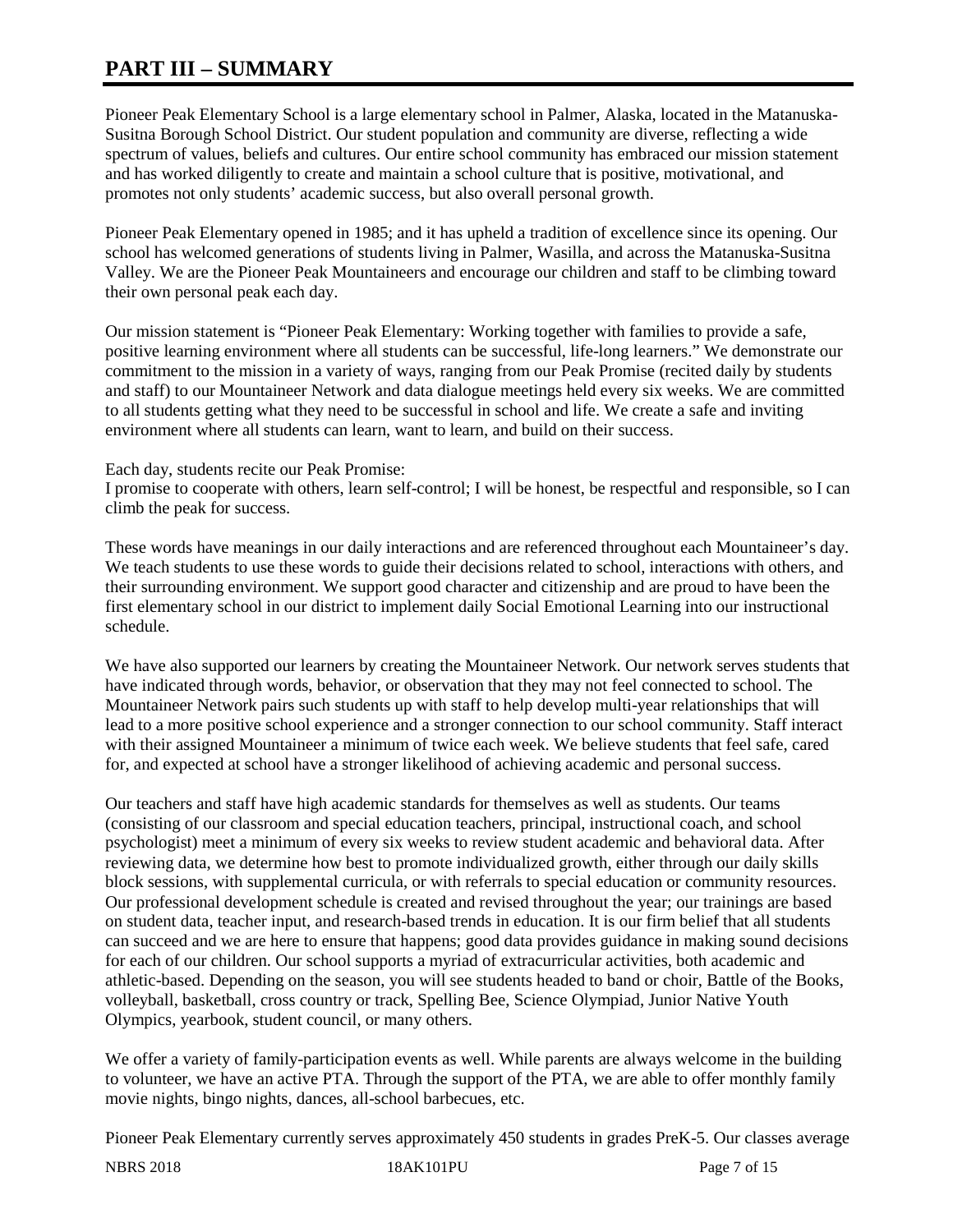# PART III – SUMMARY

Pioneer Peak Elementary School is a large elementary school in Palmer, Alaska, located in the Matanuska-Susitna Borough School District. Our student population and community are diverse, reflecting a wide spectrum of values, beliefs and cultures. Our entire school community has embraced our mission statement and has worked diligently to create and maintain a school culture that is positive, motivational, and promotes not only students' academic success, but also overall personal growth.

Pioneer Peak Elementary opened in 1985; and it has upheld a tradition of excellence since its opening. Our school has welcomed generations of students living in Palmer, Wasilla, and across the Matanuska-Susitna Valley. We are the Pioneer Peak Mountaineers and encourage our children and staff to be climbing toward their own personal peak each day.

Our mission statement is "Pioneer Peak Elementary: Working together with families to provide a safe, positive learning environment where all students can be successful, life-long learners." We demonstrate our commitment to the mission in a variety of ways, ranging from our Peak Promise (recited daily by students and staff) to our Mountaineer Network and data dialogue meetings held every six weeks. We are committed to all students getting what they need to be successful in school and life. We create a safe and inviting environment where all students can learn, want to learn, and build on their success.

Each day, students recite our Peak Promise:
I promise to cooperate with others, learn self-control; I will be honest, be respectful and responsible, so I can climb the peak for success.

These words have meanings in our daily interactions and are referenced throughout each Mountaineer's day. We teach students to use these words to guide their decisions related to school, interactions with others, and their surrounding environment. We support good character and citizenship and are proud to have been the first elementary school in our district to implement daily Social Emotional Learning into our instructional schedule.

We have also supported our learners by creating the Mountaineer Network. Our network serves students that have indicated through words, behavior, or observation that they may not feel connected to school. The Mountaineer Network pairs such students up with staff to help develop multi-year relationships that will lead to a more positive school experience and a stronger connection to our school community. Staff interact with their assigned Mountaineer a minimum of twice each week. We believe students that feel safe, cared for, and expected at school have a stronger likelihood of achieving academic and personal success.

Our teachers and staff have high academic standards for themselves as well as students. Our teams (consisting of our classroom and special education teachers, principal, instructional coach, and school psychologist) meet a minimum of every six weeks to review student academic and behavioral data. After reviewing data, we determine how best to promote individualized growth, either through our daily skills block sessions, with supplemental curricula, or with referrals to special education or community resources. Our professional development schedule is created and revised throughout the year; our trainings are based on student data, teacher input, and research-based trends in education. It is our firm belief that all students can succeed and we are here to ensure that happens; good data provides guidance in making sound decisions for each of our children. Our school supports a myriad of extracurricular activities, both academic and athletic-based. Depending on the season, you will see students headed to band or choir, Battle of the Books, volleyball, basketball, cross country or track, Spelling Bee, Science Olympiad, Junior Native Youth Olympics, yearbook, student council, or many others.

We offer a variety of family-participation events as well. While parents are always welcome in the building to volunteer, we have an active PTA. Through the support of the PTA, we are able to offer monthly family movie nights, bingo nights, dances, all-school barbecues, etc.

Pioneer Peak Elementary currently serves approximately 450 students in grades PreK-5. Our classes average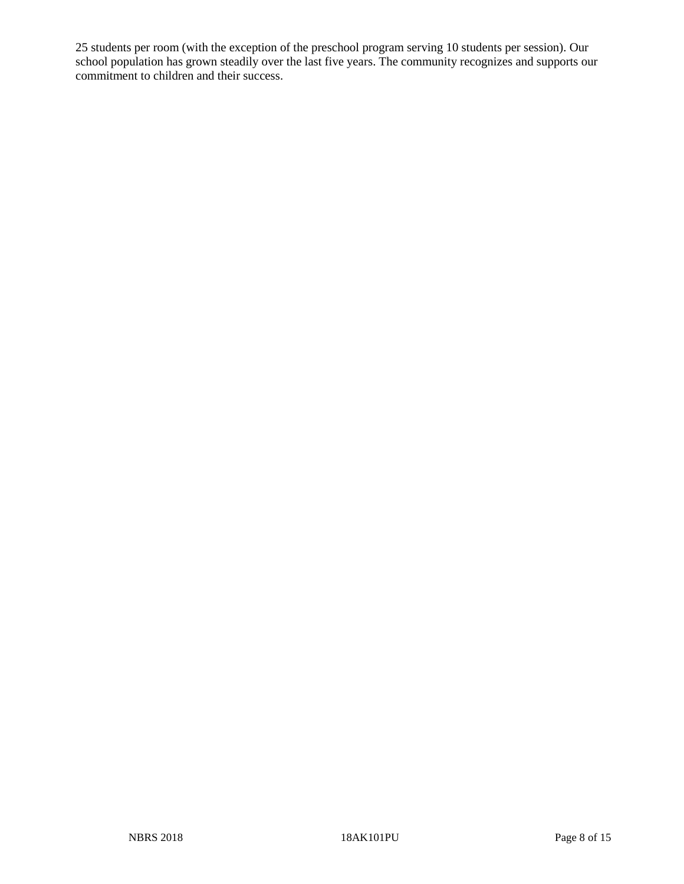25 students per room (with the exception of the preschool program serving 10 students per session). Our school population has grown steadily over the last five years. The community recognizes and supports our commitment to children and their success.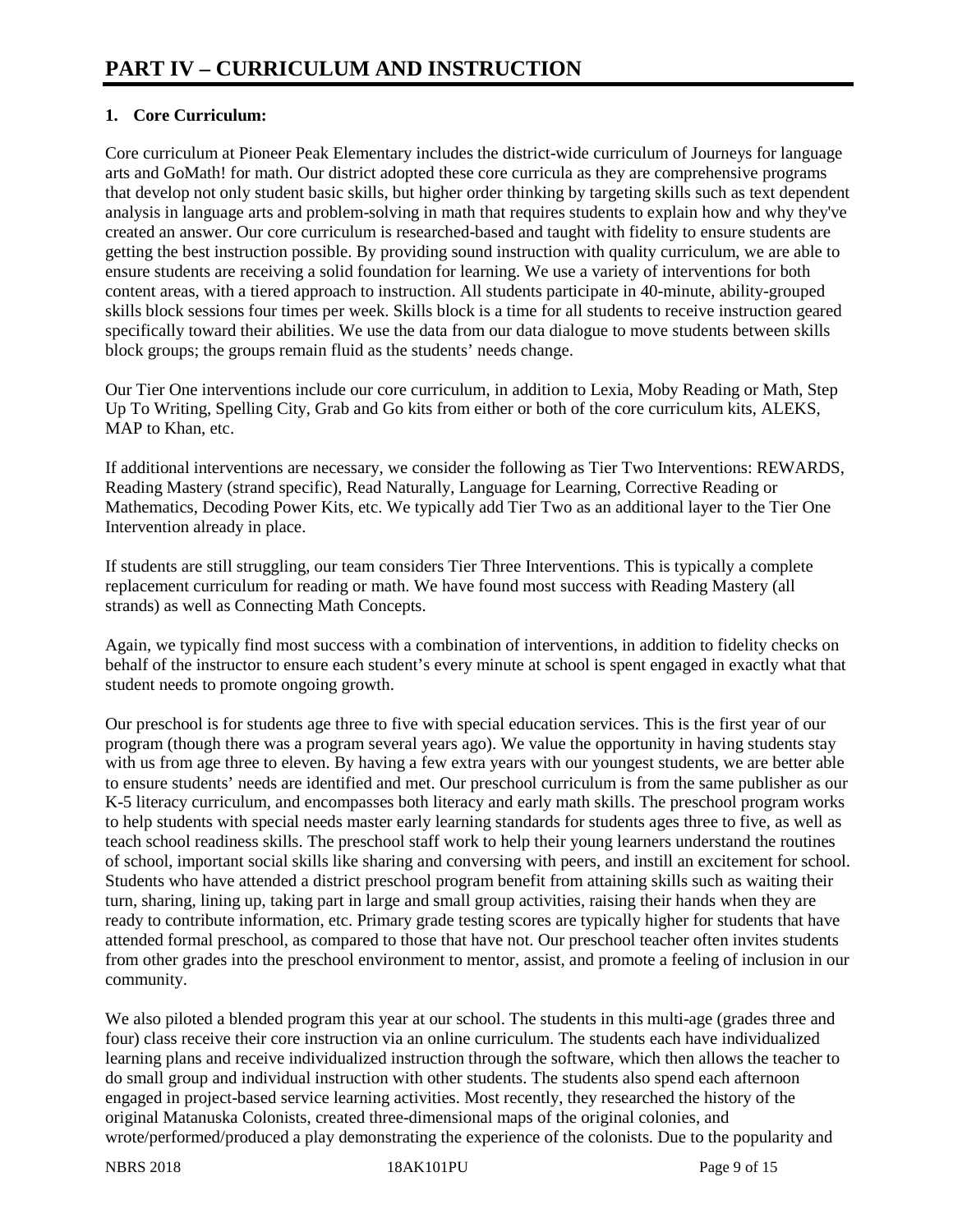# PART IV – CURRICULUM AND INSTRUCTION

**1. Core Curriculum:**

Core curriculum at Pioneer Peak Elementary includes the district-wide curriculum of Journeys for language arts and GoMath! for math. Our district adopted these core curricula as they are comprehensive programs that develop not only student basic skills, but higher order thinking by targeting skills such as text dependent analysis in language arts and problem-solving in math that requires students to explain how and why they've created an answer. Our core curriculum is researched-based and taught with fidelity to ensure students are getting the best instruction possible. By providing sound instruction with quality curriculum, we are able to ensure students are receiving a solid foundation for learning. We use a variety of interventions for both content areas, with a tiered approach to instruction. All students participate in 40-minute, ability-grouped skills block sessions four times per week. Skills block is a time for all students to receive instruction geared specifically toward their abilities. We use the data from our data dialogue to move students between skills block groups; the groups remain fluid as the students' needs change.

Our Tier One interventions include our core curriculum, in addition to Lexia, Moby Reading or Math, Step Up To Writing, Spelling City, Grab and Go kits from either or both of the core curriculum kits, ALEKS, MAP to Khan, etc.

If additional interventions are necessary, we consider the following as Tier Two Interventions: REWARDS, Reading Mastery (strand specific), Read Naturally, Language for Learning, Corrective Reading or Mathematics, Decoding Power Kits, etc. We typically add Tier Two as an additional layer to the Tier One Intervention already in place.

If students are still struggling, our team considers Tier Three Interventions. This is typically a complete replacement curriculum for reading or math. We have found most success with Reading Mastery (all strands) as well as Connecting Math Concepts.

Again, we typically find most success with a combination of interventions, in addition to fidelity checks on behalf of the instructor to ensure each student's every minute at school is spent engaged in exactly what that student needs to promote ongoing growth.

Our preschool is for students age three to five with special education services. This is the first year of our program (though there was a program several years ago). We value the opportunity in having students stay with us from age three to eleven. By having a few extra years with our youngest students, we are better able to ensure students' needs are identified and met. Our preschool curriculum is from the same publisher as our K-5 literacy curriculum, and encompasses both literacy and early math skills. The preschool program works to help students with special needs master early learning standards for students ages three to five, as well as teach school readiness skills. The preschool staff work to help their young learners understand the routines of school, important social skills like sharing and conversing with peers, and instill an excitement for school. Students who have attended a district preschool program benefit from attaining skills such as waiting their turn, sharing, lining up, taking part in large and small group activities, raising their hands when they are ready to contribute information, etc. Primary grade testing scores are typically higher for students that have attended formal preschool, as compared to those that have not. Our preschool teacher often invites students from other grades into the preschool environment to mentor, assist, and promote a feeling of inclusion in our community.

We also piloted a blended program this year at our school. The students in this multi-age (grades three and four) class receive their core instruction via an online curriculum. The students each have individualized learning plans and receive individualized instruction through the software, which then allows the teacher to do small group and individual instruction with other students. The students also spend each afternoon engaged in project-based service learning activities. Most recently, they researched the history of the original Matanuska Colonists, created three-dimensional maps of the original colonies, and wrote/performed/produced a play demonstrating the experience of the colonists. Due to the popularity and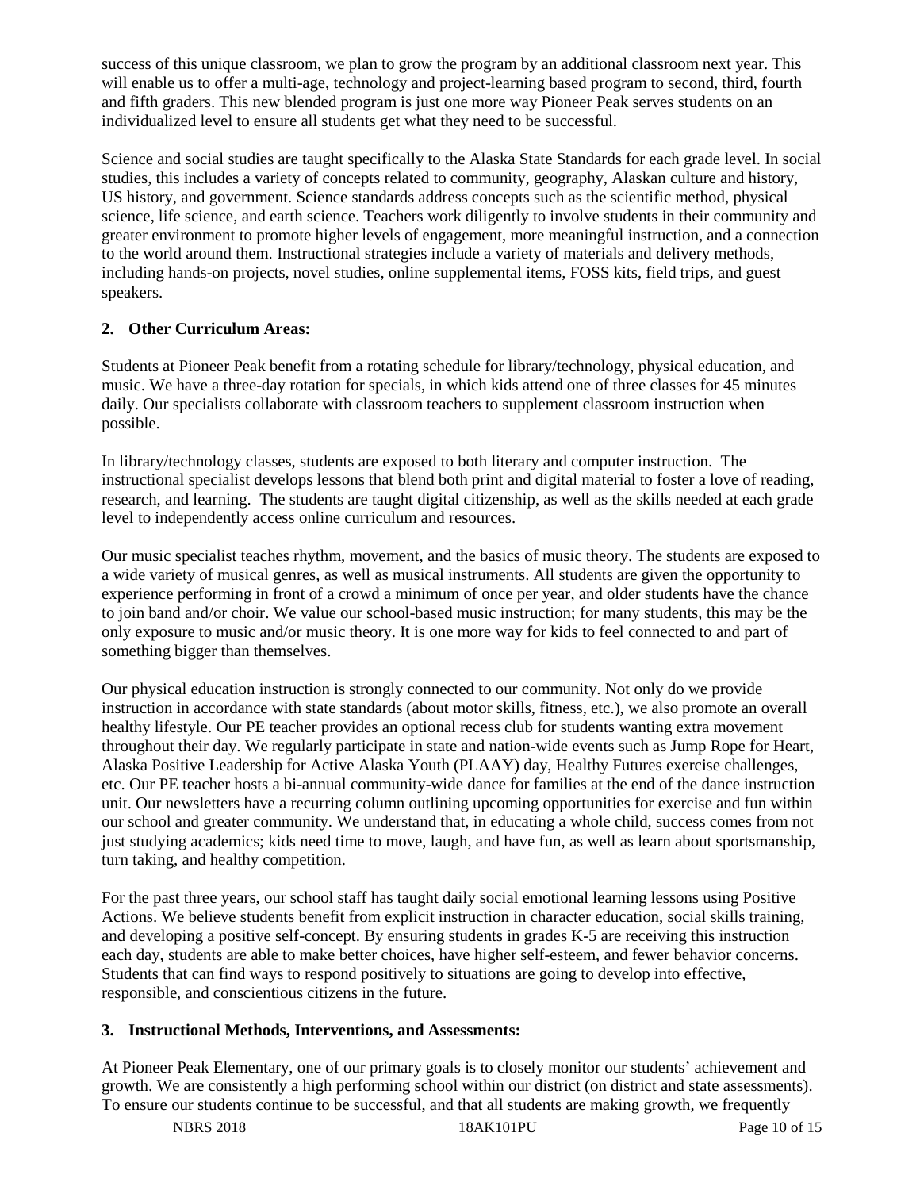success of this unique classroom, we plan to grow the program by an additional classroom next year. This will enable us to offer a multi-age, technology and project-learning based program to second, third, fourth and fifth graders. This new blended program is just one more way Pioneer Peak serves students on an individualized level to ensure all students get what they need to be successful.

Science and social studies are taught specifically to the Alaska State Standards for each grade level. In social studies, this includes a variety of concepts related to community, geography, Alaskan culture and history, US history, and government. Science standards address concepts such as the scientific method, physical science, life science, and earth science. Teachers work diligently to involve students in their community and greater environment to promote higher levels of engagement, more meaningful instruction, and a connection to the world around them. Instructional strategies include a variety of materials and delivery methods, including hands-on projects, novel studies, online supplemental items, FOSS kits, field trips, and guest speakers.

**2. Other Curriculum Areas:**

Students at Pioneer Peak benefit from a rotating schedule for library/technology, physical education, and music. We have a three-day rotation for specials, in which kids attend one of three classes for 45 minutes daily. Our specialists collaborate with classroom teachers to supplement classroom instruction when possible.

In library/technology classes, students are exposed to both literary and computer instruction. The instructional specialist develops lessons that blend both print and digital material to foster a love of reading, research, and learning. The students are taught digital citizenship, as well as the skills needed at each grade level to independently access online curriculum and resources.

Our music specialist teaches rhythm, movement, and the basics of music theory. The students are exposed to a wide variety of musical genres, as well as musical instruments. All students are given the opportunity to experience performing in front of a crowd a minimum of once per year, and older students have the chance to join band and/or choir. We value our school-based music instruction; for many students, this may be the only exposure to music and/or music theory. It is one more way for kids to feel connected to and part of something bigger than themselves.

Our physical education instruction is strongly connected to our community. Not only do we provide instruction in accordance with state standards (about motor skills, fitness, etc.), we also promote an overall healthy lifestyle. Our PE teacher provides an optional recess club for students wanting extra movement throughout their day. We regularly participate in state and nation-wide events such as Jump Rope for Heart, Alaska Positive Leadership for Active Alaska Youth (PLAAY) day, Healthy Futures exercise challenges, etc. Our PE teacher hosts a bi-annual community-wide dance for families at the end of the dance instruction unit. Our newsletters have a recurring column outlining upcoming opportunities for exercise and fun within our school and greater community. We understand that, in educating a whole child, success comes from not just studying academics; kids need time to move, laugh, and have fun, as well as learn about sportsmanship, turn taking, and healthy competition.

For the past three years, our school staff has taught daily social emotional learning lessons using Positive Actions. We believe students benefit from explicit instruction in character education, social skills training, and developing a positive self-concept. By ensuring students in grades K-5 are receiving this instruction each day, students are able to make better choices, have higher self-esteem, and fewer behavior concerns. Students that can find ways to respond positively to situations are going to develop into effective, responsible, and conscientious citizens in the future.

**3. Instructional Methods, Interventions, and Assessments:**

At Pioneer Peak Elementary, one of our primary goals is to closely monitor our students' achievement and growth. We are consistently a high performing school within our district (on district and state assessments). To ensure our students continue to be successful, and that all students are making growth, we frequently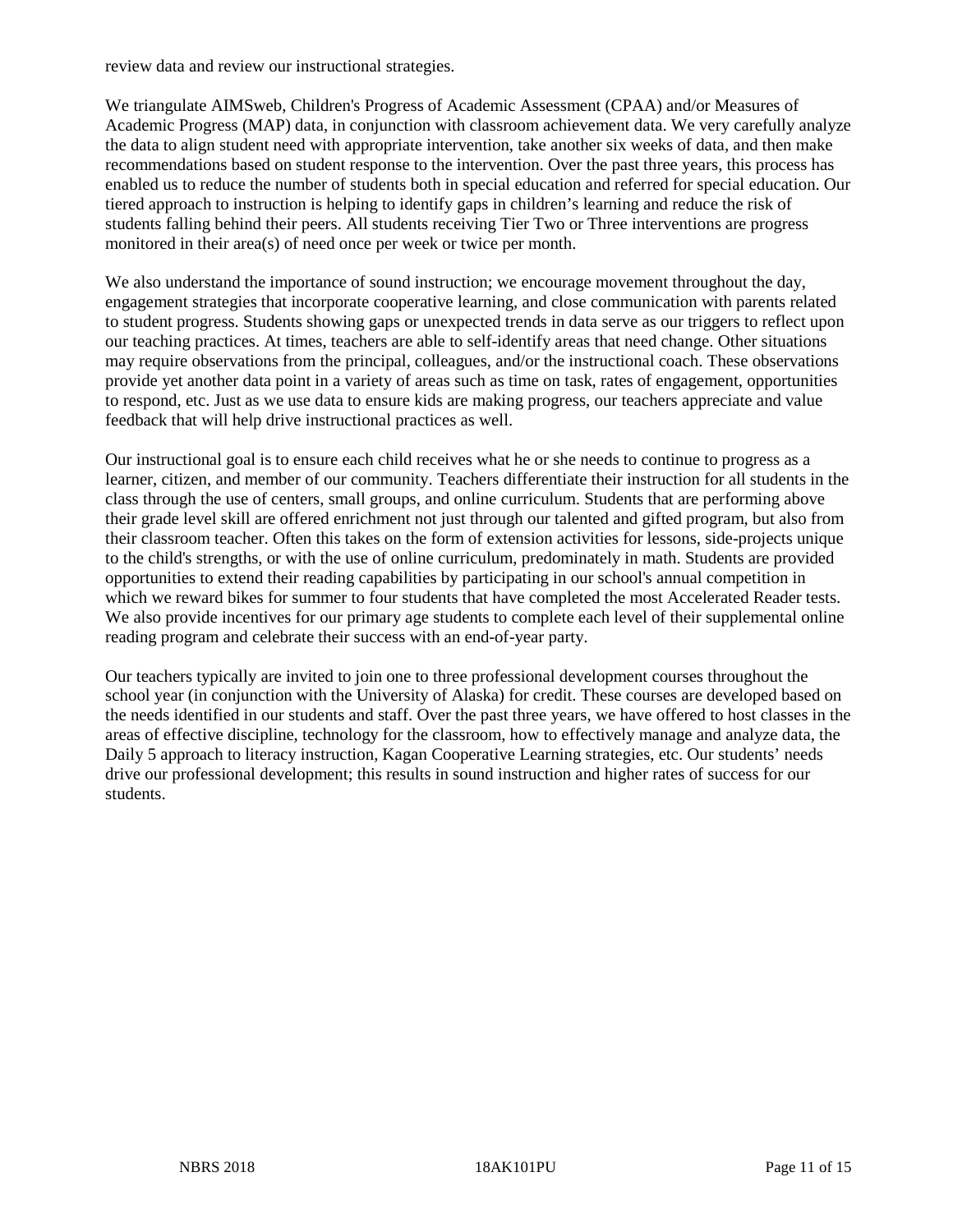review data and review our instructional strategies.

We triangulate AIMSweb, Children's Progress of Academic Assessment (CPAA) and/or Measures of Academic Progress (MAP) data, in conjunction with classroom achievement data. We very carefully analyze the data to align student need with appropriate intervention, take another six weeks of data, and then make recommendations based on student response to the intervention. Over the past three years, this process has enabled us to reduce the number of students both in special education and referred for special education. Our tiered approach to instruction is helping to identify gaps in children's learning and reduce the risk of students falling behind their peers. All students receiving Tier Two or Three interventions are progress monitored in their area(s) of need once per week or twice per month.

We also understand the importance of sound instruction; we encourage movement throughout the day, engagement strategies that incorporate cooperative learning, and close communication with parents related to student progress. Students showing gaps or unexpected trends in data serve as our triggers to reflect upon our teaching practices. At times, teachers are able to self-identify areas that need change. Other situations may require observations from the principal, colleagues, and/or the instructional coach. These observations provide yet another data point in a variety of areas such as time on task, rates of engagement, opportunities to respond, etc. Just as we use data to ensure kids are making progress, our teachers appreciate and value feedback that will help drive instructional practices as well.

Our instructional goal is to ensure each child receives what he or she needs to continue to progress as a learner, citizen, and member of our community. Teachers differentiate their instruction for all students in the class through the use of centers, small groups, and online curriculum. Students that are performing above their grade level skill are offered enrichment not just through our talented and gifted program, but also from their classroom teacher. Often this takes on the form of extension activities for lessons, side-projects unique to the child's strengths, or with the use of online curriculum, predominately in math. Students are provided opportunities to extend their reading capabilities by participating in our school's annual competition in which we reward bikes for summer to four students that have completed the most Accelerated Reader tests. We also provide incentives for our primary age students to complete each level of their supplemental online reading program and celebrate their success with an end-of-year party.

Our teachers typically are invited to join one to three professional development courses throughout the school year (in conjunction with the University of Alaska) for credit. These courses are developed based on the needs identified in our students and staff. Over the past three years, we have offered to host classes in the areas of effective discipline, technology for the classroom, how to effectively manage and analyze data, the Daily 5 approach to literacy instruction, Kagan Cooperative Learning strategies, etc. Our students' needs drive our professional development; this results in sound instruction and higher rates of success for our students.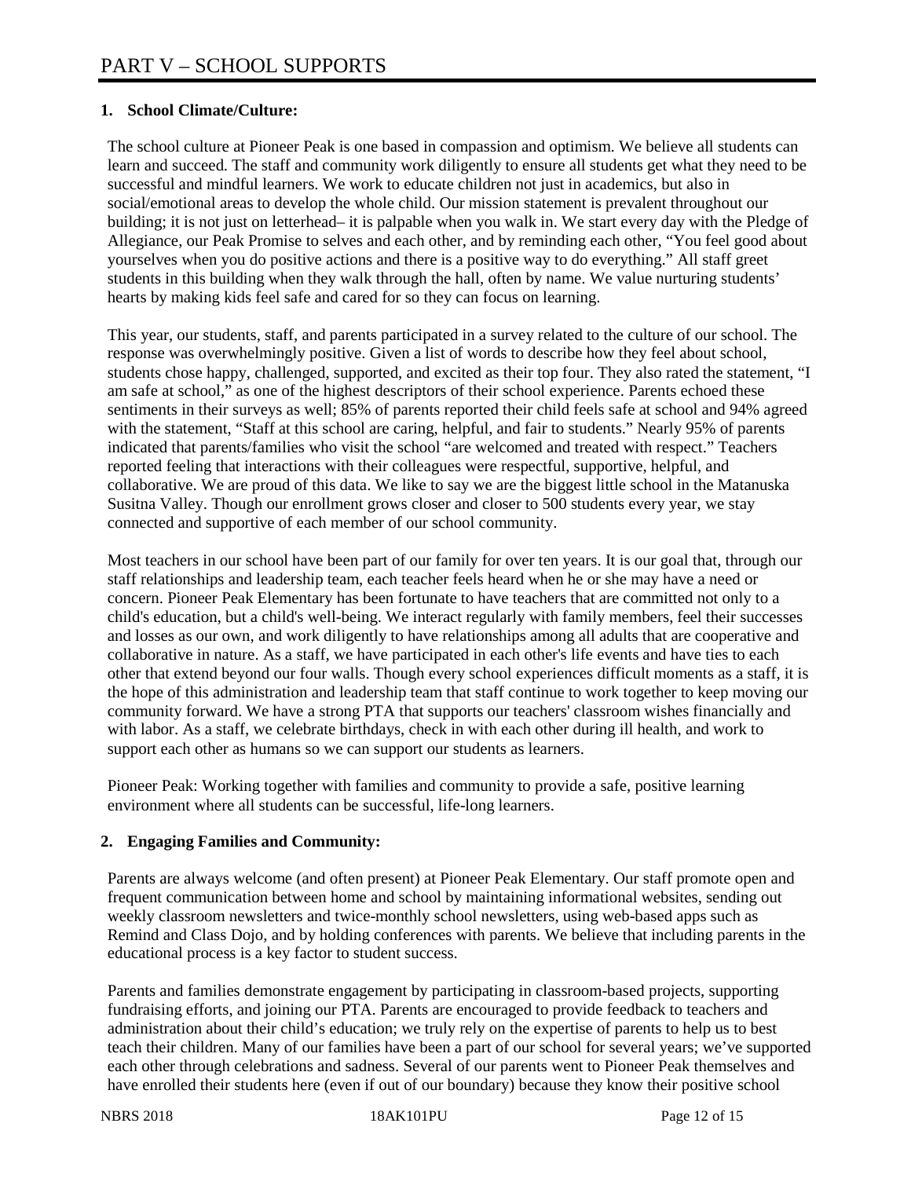# PART V – SCHOOL SUPPORTS

**1. School Climate/Culture:**

The school culture at Pioneer Peak is one based in compassion and optimism. We believe all students can learn and succeed. The staff and community work diligently to ensure all students get what they need to be successful and mindful learners. We work to educate children not just in academics, but also in social/emotional areas to develop the whole child. Our mission statement is prevalent throughout our building; it is not just on letterhead– it is palpable when you walk in. We start every day with the Pledge of Allegiance, our Peak Promise to selves and each other, and by reminding each other, "You feel good about yourselves when you do positive actions and there is a positive way to do everything." All staff greet students in this building when they walk through the hall, often by name. We value nurturing students' hearts by making kids feel safe and cared for so they can focus on learning.

This year, our students, staff, and parents participated in a survey related to the culture of our school. The response was overwhelmingly positive. Given a list of words to describe how they feel about school, students chose happy, challenged, supported, and excited as their top four. They also rated the statement, "I am safe at school," as one of the highest descriptors of their school experience. Parents echoed these sentiments in their surveys as well; 85% of parents reported their child feels safe at school and 94% agreed with the statement, "Staff at this school are caring, helpful, and fair to students." Nearly 95% of parents indicated that parents/families who visit the school "are welcomed and treated with respect." Teachers reported feeling that interactions with their colleagues were respectful, supportive, helpful, and collaborative. We are proud of this data. We like to say we are the biggest little school in the Matanuska Susitna Valley. Though our enrollment grows closer and closer to 500 students every year, we stay connected and supportive of each member of our school community.

Most teachers in our school have been part of our family for over ten years. It is our goal that, through our staff relationships and leadership team, each teacher feels heard when he or she may have a need or concern. Pioneer Peak Elementary has been fortunate to have teachers that are committed not only to a child's education, but a child's well-being. We interact regularly with family members, feel their successes and losses as our own, and work diligently to have relationships among all adults that are cooperative and collaborative in nature. As a staff, we have participated in each other's life events and have ties to each other that extend beyond our four walls. Though every school experiences difficult moments as a staff, it is the hope of this administration and leadership team that staff continue to work together to keep moving our community forward. We have a strong PTA that supports our teachers' classroom wishes financially and with labor. As a staff, we celebrate birthdays, check in with each other during ill health, and work to support each other as humans so we can support our students as learners.

Pioneer Peak: Working together with families and community to provide a safe, positive learning environment where all students can be successful, life-long learners.

**2. Engaging Families and Community:**

Parents are always welcome (and often present) at Pioneer Peak Elementary. Our staff promote open and frequent communication between home and school by maintaining informational websites, sending out weekly classroom newsletters and twice-monthly school newsletters, using web-based apps such as Remind and Class Dojo, and by holding conferences with parents. We believe that including parents in the educational process is a key factor to student success.

Parents and families demonstrate engagement by participating in classroom-based projects, supporting fundraising efforts, and joining our PTA. Parents are encouraged to provide feedback to teachers and administration about their child's education; we truly rely on the expertise of parents to help us to best teach their children. Many of our families have been a part of our school for several years; we've supported each other through celebrations and sadness. Several of our parents went to Pioneer Peak themselves and have enrolled their students here (even if out of our boundary) because they know their positive school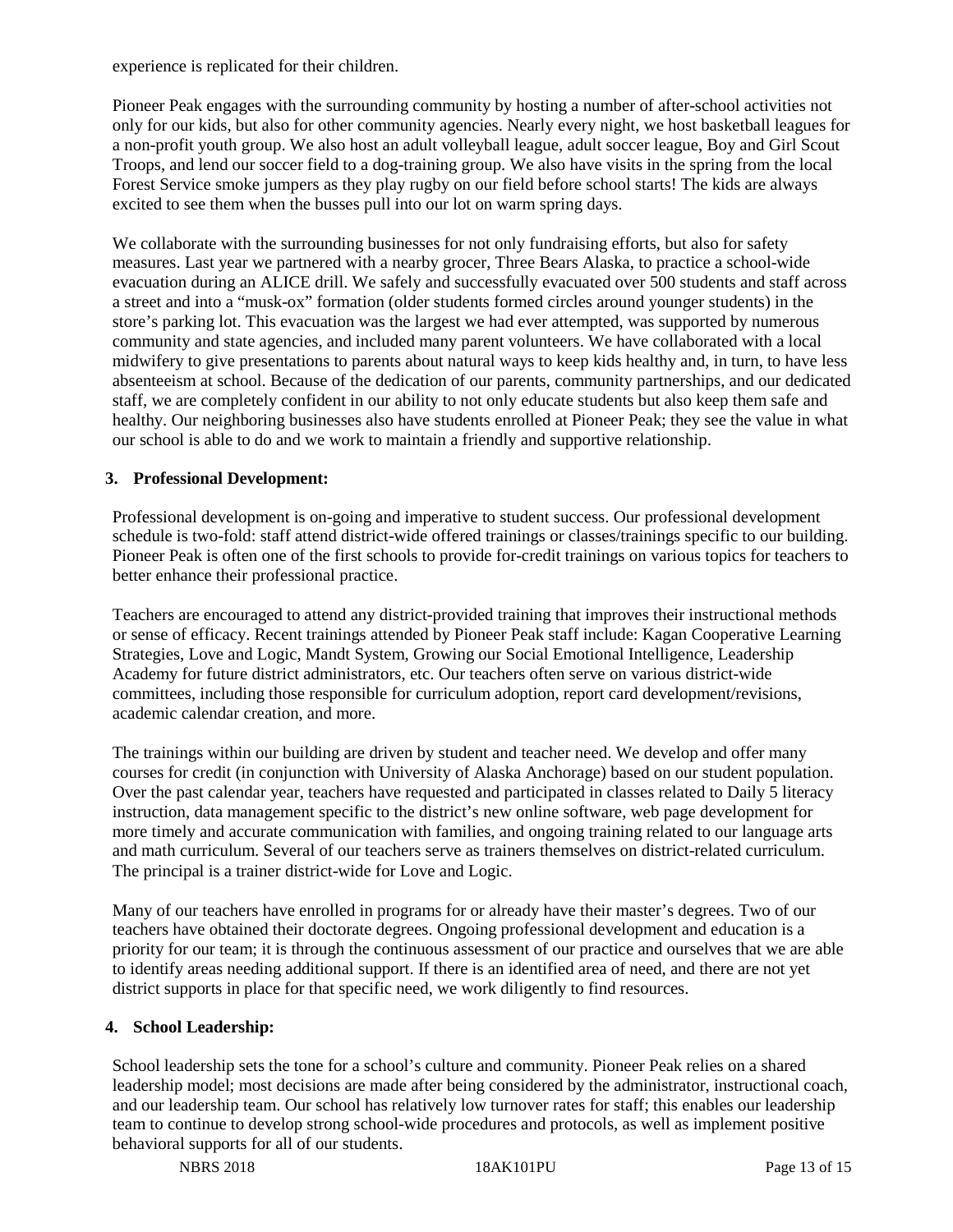experience is replicated for their children.

Pioneer Peak engages with the surrounding community by hosting a number of after-school activities not only for our kids, but also for other community agencies. Nearly every night, we host basketball leagues for a non-profit youth group. We also host an adult volleyball league, adult soccer league, Boy and Girl Scout Troops, and lend our soccer field to a dog-training group. We also have visits in the spring from the local Forest Service smoke jumpers as they play rugby on our field before school starts! The kids are always excited to see them when the busses pull into our lot on warm spring days.

We collaborate with the surrounding businesses for not only fundraising efforts, but also for safety measures. Last year we partnered with a nearby grocer, Three Bears Alaska, to practice a school-wide evacuation during an ALICE drill. We safely and successfully evacuated over 500 students and staff across a street and into a "musk-ox" formation (older students formed circles around younger students) in the store's parking lot. This evacuation was the largest we had ever attempted, was supported by numerous community and state agencies, and included many parent volunteers. We have collaborated with a local midwifery to give presentations to parents about natural ways to keep kids healthy and, in turn, to have less absenteeism at school. Because of the dedication of our parents, community partnerships, and our dedicated staff, we are completely confident in our ability to not only educate students but also keep them safe and healthy. Our neighboring businesses also have students enrolled at Pioneer Peak; they see the value in what our school is able to do and we work to maintain a friendly and supportive relationship.

### 3. Professional Development:

Professional development is on-going and imperative to student success. Our professional development schedule is two-fold: staff attend district-wide offered trainings or classes/trainings specific to our building. Pioneer Peak is often one of the first schools to provide for-credit trainings on various topics for teachers to better enhance their professional practice.

Teachers are encouraged to attend any district-provided training that improves their instructional methods or sense of efficacy. Recent trainings attended by Pioneer Peak staff include: Kagan Cooperative Learning Strategies, Love and Logic, Mandt System, Growing our Social Emotional Intelligence, Leadership Academy for future district administrators, etc. Our teachers often serve on various district-wide committees, including those responsible for curriculum adoption, report card development/revisions, academic calendar creation, and more.

The trainings within our building are driven by student and teacher need. We develop and offer many courses for credit (in conjunction with University of Alaska Anchorage) based on our student population. Over the past calendar year, teachers have requested and participated in classes related to Daily 5 literacy instruction, data management specific to the district's new online software, web page development for more timely and accurate communication with families, and ongoing training related to our language arts and math curriculum. Several of our teachers serve as trainers themselves on district-related curriculum. The principal is a trainer district-wide for Love and Logic.

Many of our teachers have enrolled in programs for or already have their master's degrees. Two of our teachers have obtained their doctorate degrees. Ongoing professional development and education is a priority for our team; it is through the continuous assessment of our practice and ourselves that we are able to identify areas needing additional support. If there is an identified area of need, and there are not yet district supports in place for that specific need, we work diligently to find resources.

### 4. School Leadership:

School leadership sets the tone for a school's culture and community. Pioneer Peak relies on a shared leadership model; most decisions are made after being considered by the administrator, instructional coach, and our leadership team. Our school has relatively low turnover rates for staff; this enables our leadership team to continue to develop strong school-wide procedures and protocols, as well as implement positive behavioral supports for all of our students.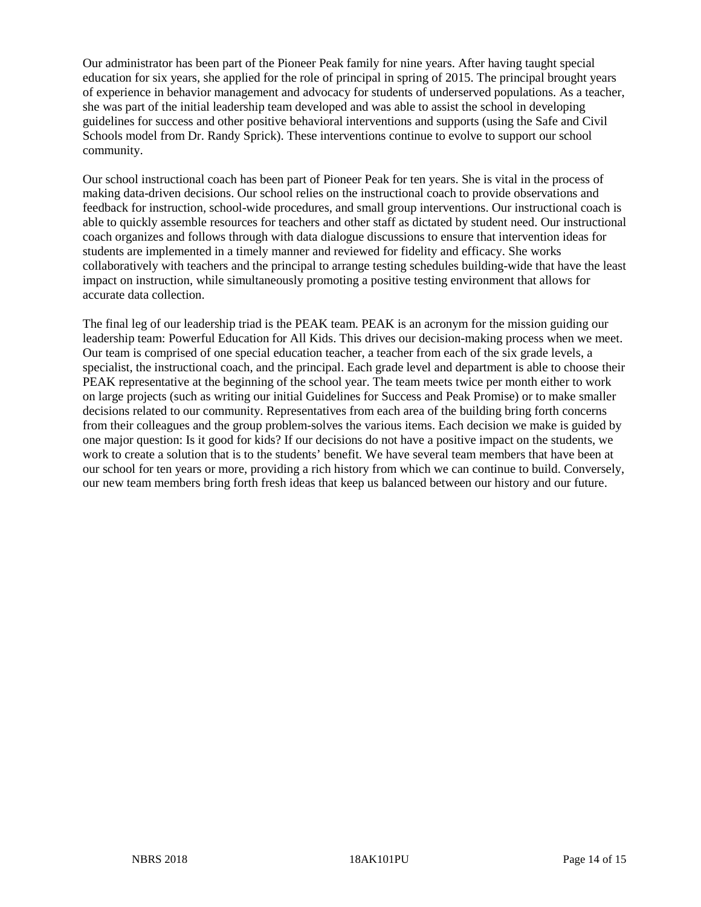Our administrator has been part of the Pioneer Peak family for nine years. After having taught special education for six years, she applied for the role of principal in spring of 2015. The principal brought years of experience in behavior management and advocacy for students of underserved populations. As a teacher, she was part of the initial leadership team developed and was able to assist the school in developing guidelines for success and other positive behavioral interventions and supports (using the Safe and Civil Schools model from Dr. Randy Sprick). These interventions continue to evolve to support our school community.

Our school instructional coach has been part of Pioneer Peak for ten years. She is vital in the process of making data-driven decisions. Our school relies on the instructional coach to provide observations and feedback for instruction, school-wide procedures, and small group interventions. Our instructional coach is able to quickly assemble resources for teachers and other staff as dictated by student need. Our instructional coach organizes and follows through with data dialogue discussions to ensure that intervention ideas for students are implemented in a timely manner and reviewed for fidelity and efficacy. She works collaboratively with teachers and the principal to arrange testing schedules building-wide that have the least impact on instruction, while simultaneously promoting a positive testing environment that allows for accurate data collection.

The final leg of our leadership triad is the PEAK team. PEAK is an acronym for the mission guiding our leadership team: Powerful Education for All Kids. This drives our decision-making process when we meet. Our team is comprised of one special education teacher, a teacher from each of the six grade levels, a specialist, the instructional coach, and the principal. Each grade level and department is able to choose their PEAK representative at the beginning of the school year. The team meets twice per month either to work on large projects (such as writing our initial Guidelines for Success and Peak Promise) or to make smaller decisions related to our community. Representatives from each area of the building bring forth concerns from their colleagues and the group problem-solves the various items. Each decision we make is guided by one major question: Is it good for kids? If our decisions do not have a positive impact on the students, we work to create a solution that is to the students' benefit. We have several team members that have been at our school for ten years or more, providing a rich history from which we can continue to build. Conversely, our new team members bring forth fresh ideas that keep us balanced between our history and our future.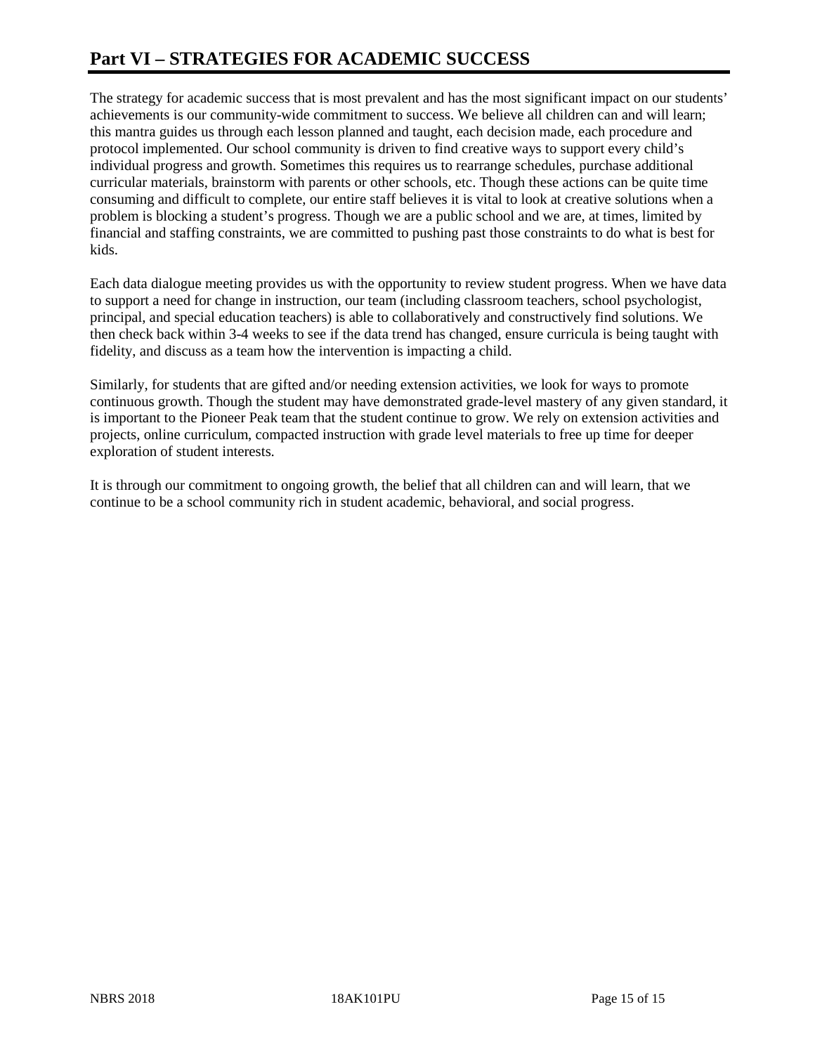# Part VI – STRATEGIES FOR ACADEMIC SUCCESS

The strategy for academic success that is most prevalent and has the most significant impact on our students' achievements is our community-wide commitment to success. We believe all children can and will learn; this mantra guides us through each lesson planned and taught, each decision made, each procedure and protocol implemented. Our school community is driven to find creative ways to support every child's individual progress and growth. Sometimes this requires us to rearrange schedules, purchase additional curricular materials, brainstorm with parents or other schools, etc. Though these actions can be quite time consuming and difficult to complete, our entire staff believes it is vital to look at creative solutions when a problem is blocking a student's progress. Though we are a public school and we are, at times, limited by financial and staffing constraints, we are committed to pushing past those constraints to do what is best for kids.

Each data dialogue meeting provides us with the opportunity to review student progress. When we have data to support a need for change in instruction, our team (including classroom teachers, school psychologist, principal, and special education teachers) is able to collaboratively and constructively find solutions. We then check back within 3-4 weeks to see if the data trend has changed, ensure curricula is being taught with fidelity, and discuss as a team how the intervention is impacting a child.

Similarly, for students that are gifted and/or needing extension activities, we look for ways to promote continuous growth. Though the student may have demonstrated grade-level mastery of any given standard, it is important to the Pioneer Peak team that the student continue to grow. We rely on extension activities and projects, online curriculum, compacted instruction with grade level materials to free up time for deeper exploration of student interests.

It is through our commitment to ongoing growth, the belief that all children can and will learn, that we continue to be a school community rich in student academic, behavioral, and social progress.